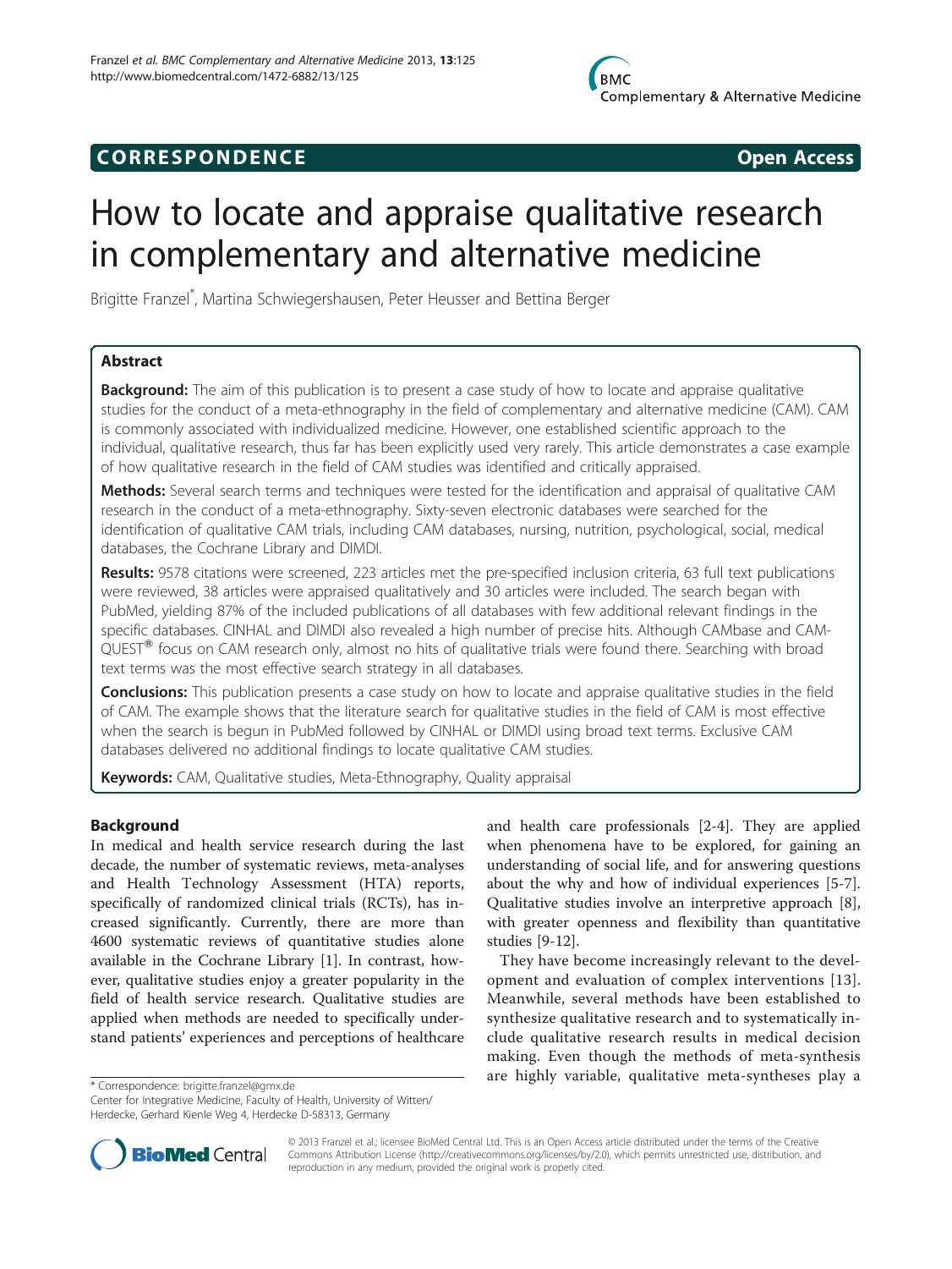**CORRESPONDENCE** **Open Access**

# How to locate and appraise qualitative research in complementary and alternative medicine

Brigitte Franzel[*], Martina Schwiegershausen, Peter Heusser and Bettina Berger

## Abstract

**Background:** The aim of this publication is to present a case study of how to locate and appraise qualitative studies for the conduct of a meta-ethnography in the field of complementary and alternative medicine (CAM). CAM is commonly associated with individualized medicine. However, one established scientific approach to the individual, qualitative research, thus far has been explicitly used very rarely. This article demonstrates a case example of how qualitative research in the field of CAM studies was identified and critically appraised.

**Methods:** Several search terms and techniques were tested for the identification and appraisal of qualitative CAM research in the conduct of a meta-ethnography. Sixty-seven electronic databases were searched for the identification of qualitative CAM trials, including CAM databases, nursing, nutrition, psychological, social, medical databases, the Cochrane Library and DIMDI.

**Results:** 9578 citations were screened, 223 articles met the pre-specified inclusion criteria, 63 full text publications were reviewed, 38 articles were appraised qualitatively and 30 articles were included. The search began with PubMed, yielding 87% of the included publications of all databases with few additional relevant findings in the specific databases. CINHAL and DIMDI also revealed a high number of precise hits. Although CAMbase and CAM-QUEST® focus on CAM research only, almost no hits of qualitative trials were found there. Searching with broad text terms was the most effective search strategy in all databases.

**Conclusions:** This publication presents a case study on how to locate and appraise qualitative studies in the field of CAM. The example shows that the literature search for qualitative studies in the field of CAM is most effective when the search is begun in PubMed followed by CINHAL or DIMDI using broad text terms. Exclusive CAM databases delivered no additional findings to locate qualitative CAM studies.

**Keywords:** CAM, Qualitative studies, Meta-Ethnography, Quality appraisal

## Background

In medical and health service research during the last decade, the number of systematic reviews, meta-analyses and Health Technology Assessment (HTA) reports, specifically of randomized clinical trials (RCTs), has increased significantly. Currently, there are more than 4600 systematic reviews of quantitative studies alone available in the Cochrane Library [1]. In contrast, however, qualitative studies enjoy a greater popularity in the field of health service research. Qualitative studies are applied when methods are needed to specifically understand patients' experiences and perceptions of healthcare and health care professionals [2-4]. They are applied when phenomena have to be explored, for gaining an understanding of social life, and for answering questions about the why and how of individual experiences [5-7]. Qualitative studies involve an interpretive approach [8], with greater openness and flexibility than quantitative studies [9-12].

They have become increasingly relevant to the development and evaluation of complex interventions [13]. Meanwhile, several methods have been established to synthesize qualitative research and to systematically include qualitative research results in medical decision making. Even though the methods of meta-synthesis are highly variable, qualitative meta-syntheses play a

\* Correspondence: brigitte.franzel@gmx.de
Center for Integrative Medicine, Faculty of Health, University of Witten/Herdecke, Gerhard Kienle Weg 4, Herdecke D-58313, Germany

© 2013 Franzel et al.; licensee BioMed Central Ltd. This is an Open Access article distributed under the terms of the Creative Commons Attribution License (http://creativecommons.org/licenses/by/2.0), which permits unrestricted use, distribution, and reproduction in any medium, provided the original work is properly cited.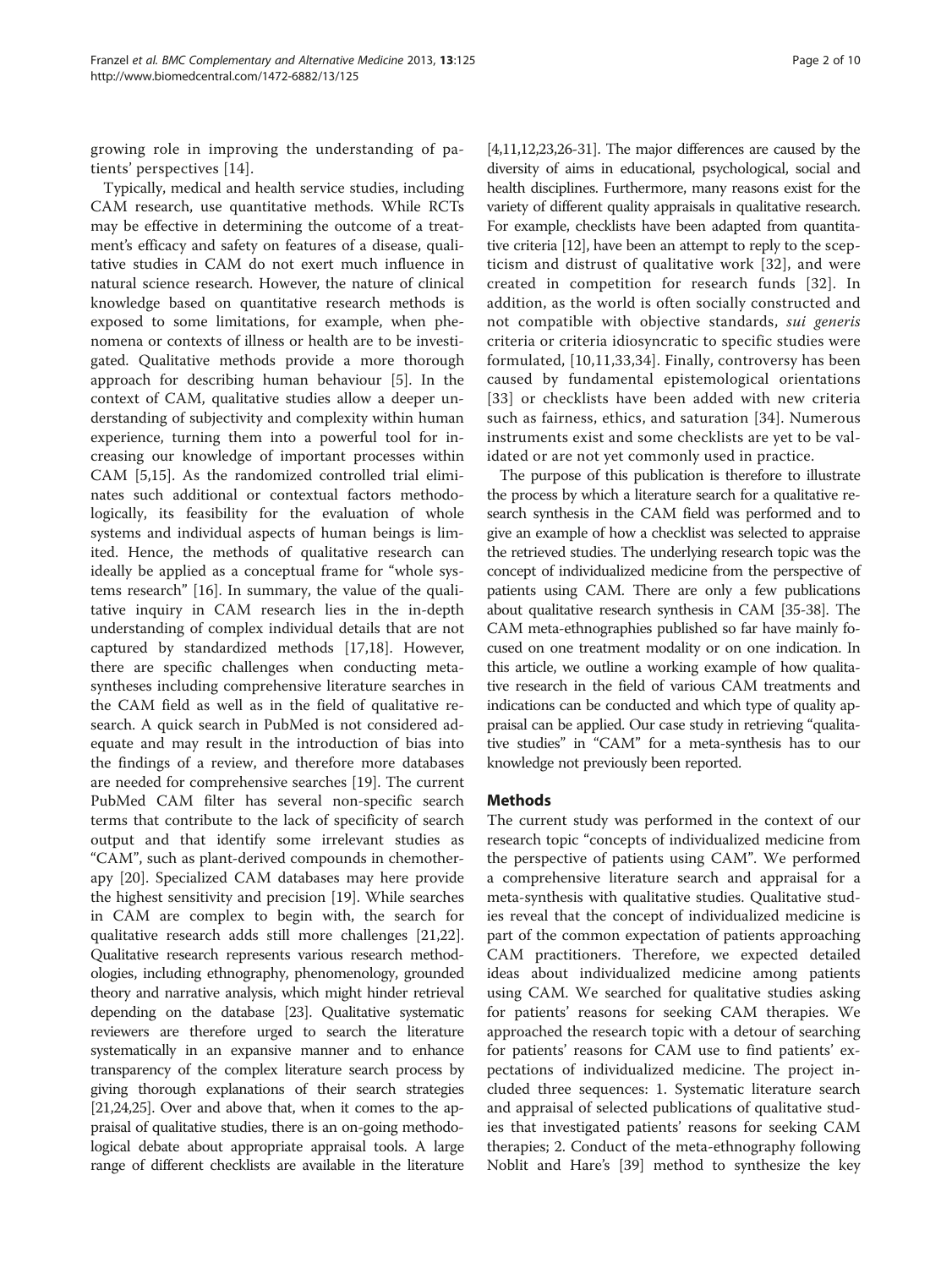growing role in improving the understanding of patients' perspectives [14].

Typically, medical and health service studies, including CAM research, use quantitative methods. While RCTs may be effective in determining the outcome of a treatment's efficacy and safety on features of a disease, qualitative studies in CAM do not exert much influence in natural science research. However, the nature of clinical knowledge based on quantitative research methods is exposed to some limitations, for example, when phenomena or contexts of illness or health are to be investigated. Qualitative methods provide a more thorough approach for describing human behaviour [5]. In the context of CAM, qualitative studies allow a deeper understanding of subjectivity and complexity within human experience, turning them into a powerful tool for increasing our knowledge of important processes within CAM [5,15]. As the randomized controlled trial eliminates such additional or contextual factors methodologically, its feasibility for the evaluation of whole systems and individual aspects of human beings is limited. Hence, the methods of qualitative research can ideally be applied as a conceptual frame for "whole systems research" [16]. In summary, the value of the qualitative inquiry in CAM research lies in the in-depth understanding of complex individual details that are not captured by standardized methods [17,18]. However, there are specific challenges when conducting meta-syntheses including comprehensive literature searches in the CAM field as well as in the field of qualitative research. A quick search in PubMed is not considered adequate and may result in the introduction of bias into the findings of a review, and therefore more databases are needed for comprehensive searches [19]. The current PubMed CAM filter has several non-specific search terms that contribute to the lack of specificity of search output and that identify some irrelevant studies as "CAM", such as plant-derived compounds in chemotherapy [20]. Specialized CAM databases may here provide the highest sensitivity and precision [19]. While searches in CAM are complex to begin with, the search for qualitative research adds still more challenges [21,22]. Qualitative research represents various research methodologies, including ethnography, phenomenology, grounded theory and narrative analysis, which might hinder retrieval depending on the database [23]. Qualitative systematic reviewers are therefore urged to search the literature systematically in an expansive manner and to enhance transparency of the complex literature search process by giving thorough explanations of their search strategies [21,24,25]. Over and above that, when it comes to the appraisal of qualitative studies, there is an on-going methodological debate about appropriate appraisal tools. A large range of different checklists are available in the literature [4,11,12,23,26-31]. The major differences are caused by the diversity of aims in educational, psychological, social and health disciplines. Furthermore, many reasons exist for the variety of different quality appraisals in qualitative research. For example, checklists have been adapted from quantitative criteria [12], have been an attempt to reply to the scepticism and distrust of qualitative work [32], and were created in competition for research funds [32]. In addition, as the world is often socially constructed and not compatible with objective standards, *sui generis* criteria or criteria idiosyncratic to specific studies were formulated, [10,11,33,34]. Finally, controversy has been caused by fundamental epistemological orientations [33] or checklists have been added with new criteria such as fairness, ethics, and saturation [34]. Numerous instruments exist and some checklists are yet to be validated or are not yet commonly used in practice.

The purpose of this publication is therefore to illustrate the process by which a literature search for a qualitative research synthesis in the CAM field was performed and to give an example of how a checklist was selected to appraise the retrieved studies. The underlying research topic was the concept of individualized medicine from the perspective of patients using CAM. There are only a few publications about qualitative research synthesis in CAM [35-38]. The CAM meta-ethnographies published so far have mainly focused on one treatment modality or on one indication. In this article, we outline a working example of how qualitative research in the field of various CAM treatments and indications can be conducted and which type of quality appraisal can be applied. Our case study in retrieving "qualitative studies" in "CAM" for a meta-synthesis has to our knowledge not previously been reported.

## Methods

The current study was performed in the context of our research topic "concepts of individualized medicine from the perspective of patients using CAM". We performed a comprehensive literature search and appraisal for a meta-synthesis with qualitative studies. Qualitative studies reveal that the concept of individualized medicine is part of the common expectation of patients approaching CAM practitioners. Therefore, we expected detailed ideas about individualized medicine among patients using CAM. We searched for qualitative studies asking for patients' reasons for seeking CAM therapies. We approached the research topic with a detour of searching for patients' reasons for CAM use to find patients' expectations of individualized medicine. The project included three sequences: 1. Systematic literature search and appraisal of selected publications of qualitative studies that investigated patients' reasons for seeking CAM therapies; 2. Conduct of the meta-ethnography following Noblit and Hare's [39] method to synthesize the key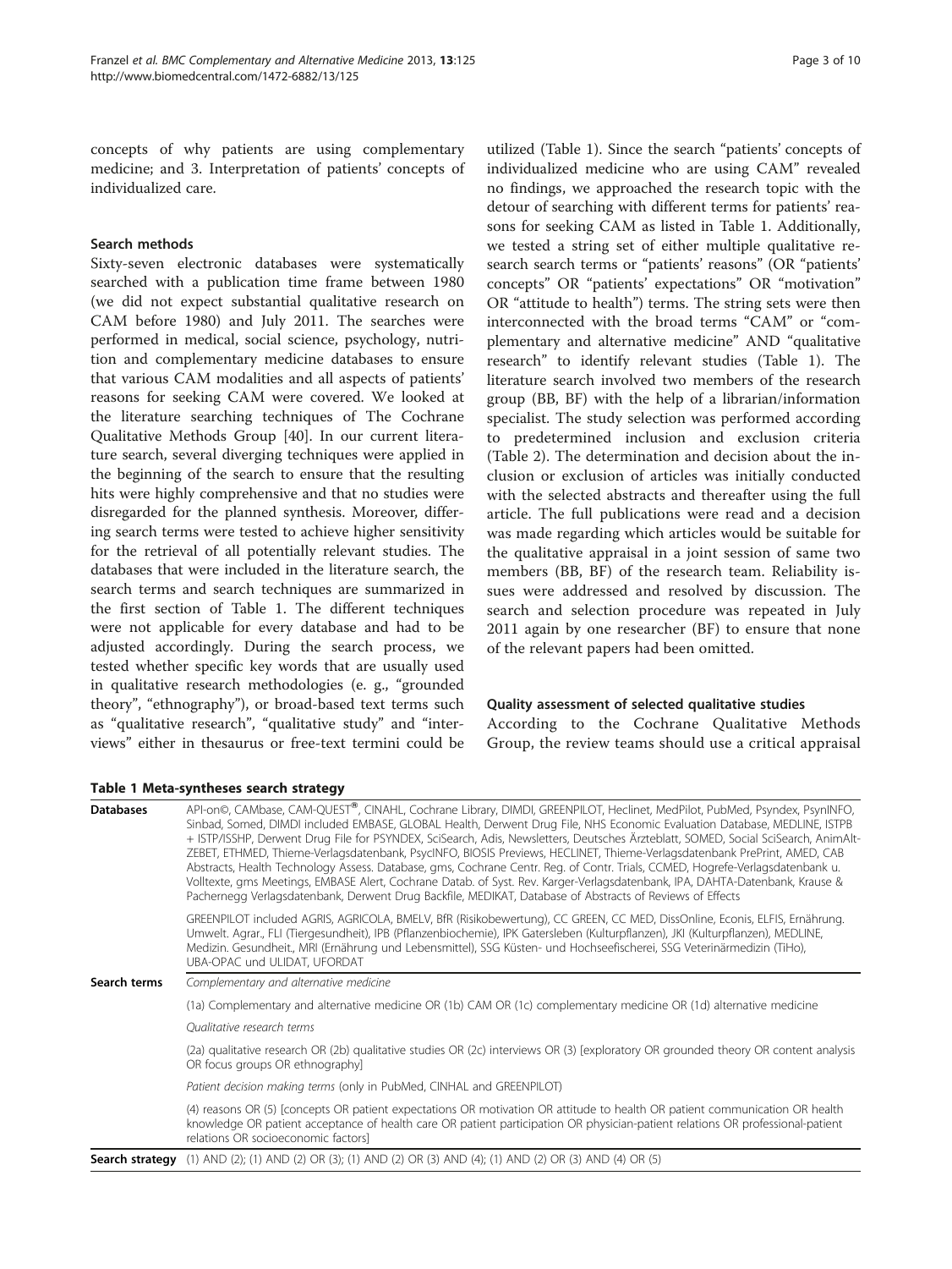concepts of why patients are using complementary medicine; and 3. Interpretation of patients' concepts of individualized care.

### Search methods

Sixty-seven electronic databases were systematically searched with a publication time frame between 1980 (we did not expect substantial qualitative research on CAM before 1980) and July 2011. The searches were performed in medical, social science, psychology, nutrition and complementary medicine databases to ensure that various CAM modalities and all aspects of patients' reasons for seeking CAM were covered. We looked at the literature searching techniques of The Cochrane Qualitative Methods Group [40]. In our current literature search, several diverging techniques were applied in the beginning of the search to ensure that the resulting hits were highly comprehensive and that no studies were disregarded for the planned synthesis. Moreover, differing search terms were tested to achieve higher sensitivity for the retrieval of all potentially relevant studies. The databases that were included in the literature search, the search terms and search techniques are summarized in the first section of Table 1. The different techniques were not applicable for every database and had to be adjusted accordingly. During the search process, we tested whether specific key words that are usually used in qualitative research methodologies (e. g., "grounded theory", "ethnography"), or broad-based text terms such as "qualitative research", "qualitative study" and "interviews" either in thesaurus or free-text termini could be utilized (Table 1). Since the search "patients' concepts of individualized medicine who are using CAM" revealed no findings, we approached the research topic with the detour of searching with different terms for patients' reasons for seeking CAM as listed in Table 1. Additionally, we tested a string set of either multiple qualitative research search terms or "patients' reasons" (OR "patients' concepts" OR "patients' expectations" OR "motivation" OR "attitude to health") terms. The string sets were then interconnected with the broad terms "CAM" or "complementary and alternative medicine" AND "qualitative research" to identify relevant studies (Table 1). The literature search involved two members of the research group (BB, BF) with the help of a librarian/information specialist. The study selection was performed according to predetermined inclusion and exclusion criteria (Table 2). The determination and decision about the inclusion or exclusion of articles was initially conducted with the selected abstracts and thereafter using the full article. The full publications were read and a decision was made regarding which articles would be suitable for the qualitative appraisal in a joint session of same two members (BB, BF) of the research team. Reliability issues were addressed and resolved by discussion. The search and selection procedure was repeated in July 2011 again by one researcher (BF) to ensure that none of the relevant papers had been omitted.

### Quality assessment of selected qualitative studies

According to the Cochrane Qualitative Methods Group, the review teams should use a critical appraisal

**Table 1 Meta-syntheses search strategy**

| | |
|---|---|
| **Databases** | API-on©, CAMbase, CAM-QUEST®, CINAHL, Cochrane Library, DIMDI, GREENPILOT, Heclinet, MedPilot, PubMed, Psyndex, PsynINFO, Sinbad, Somed, DIMDI included EMBASE, GLOBAL Health, Derwent Drug File, NHS Economic Evaluation Database, MEDLINE, ISTPB + ISTP/ISSHP, Derwent Drug File for PSYNDEX, SciSearch, Adis, Newsletters, Deutsches Ärzteblatt, SOMED, Social SciSearch, AnimAlt-ZEBET, ETHMED, Thieme-Verlagsdatenbank, PsycINFO, BIOSIS Previews, HECLINET, Thieme-Verlagsdatenbank PrePrint, AMED, CAB Abstracts, Health Technology Assess. Database, gms, Cochrane Centr. Reg. of Contr. Trials, CCMED, Hogrefe-Verlagsdatenbank u. Volltexte, gms Meetings, EMBASE Alert, Cochrane Datab. of Syst. Rev. Karger-Verlagsdatenbank, IPA, DAHTA-Datenbank, Krause & Pachernegg Verlagsdatenbank, Derwent Drug Backfile, MEDIKAT, Database of Abstracts of Reviews of Effects |
| | GREENPILOT included AGRIS, AGRICOLA, BMELV, BfR (Risikobewertung), CC GREEN, CC MED, DissOnline, Econis, ELFIS, Ernährung. Umwelt. Agrar., FLI (Tiergesundheit), IPB (Pflanzenbiochemie), IPK Gatersleben (Kulturpflanzen), JKI (Kulturpflanzen), MEDLINE, Medizin. Gesundheit., MRI (Ernährung und Lebensmittel), SSG Küsten- und Hochseefischerei, SSG Veterinärmedizin (TiHo), UBA-OPAC und ULIDAT, UFORDAT |
| **Search terms** | *Complementary and alternative medicine* |
| | (1a) Complementary and alternative medicine OR (1b) CAM OR (1c) complementary medicine OR (1d) alternative medicine |
| | *Qualitative research terms* |
| | (2a) qualitative research OR (2b) qualitative studies OR (2c) interviews OR (3) [exploratory OR grounded theory OR content analysis OR focus groups OR ethnography] |
| | *Patient decision making terms* (only in PubMed, CINHAL and GREENPILOT) |
| | (4) reasons OR (5) [concepts OR patient expectations OR motivation OR attitude to health OR patient communication OR health knowledge OR patient acceptance of health care OR patient participation OR physician-patient relations OR professional-patient relations OR socioeconomic factors] |
| **Search strategy** | (1) AND (2); (1) AND (2) OR (3); (1) AND (2) OR (3) AND (4); (1) AND (2) OR (3) AND (4) OR (5) |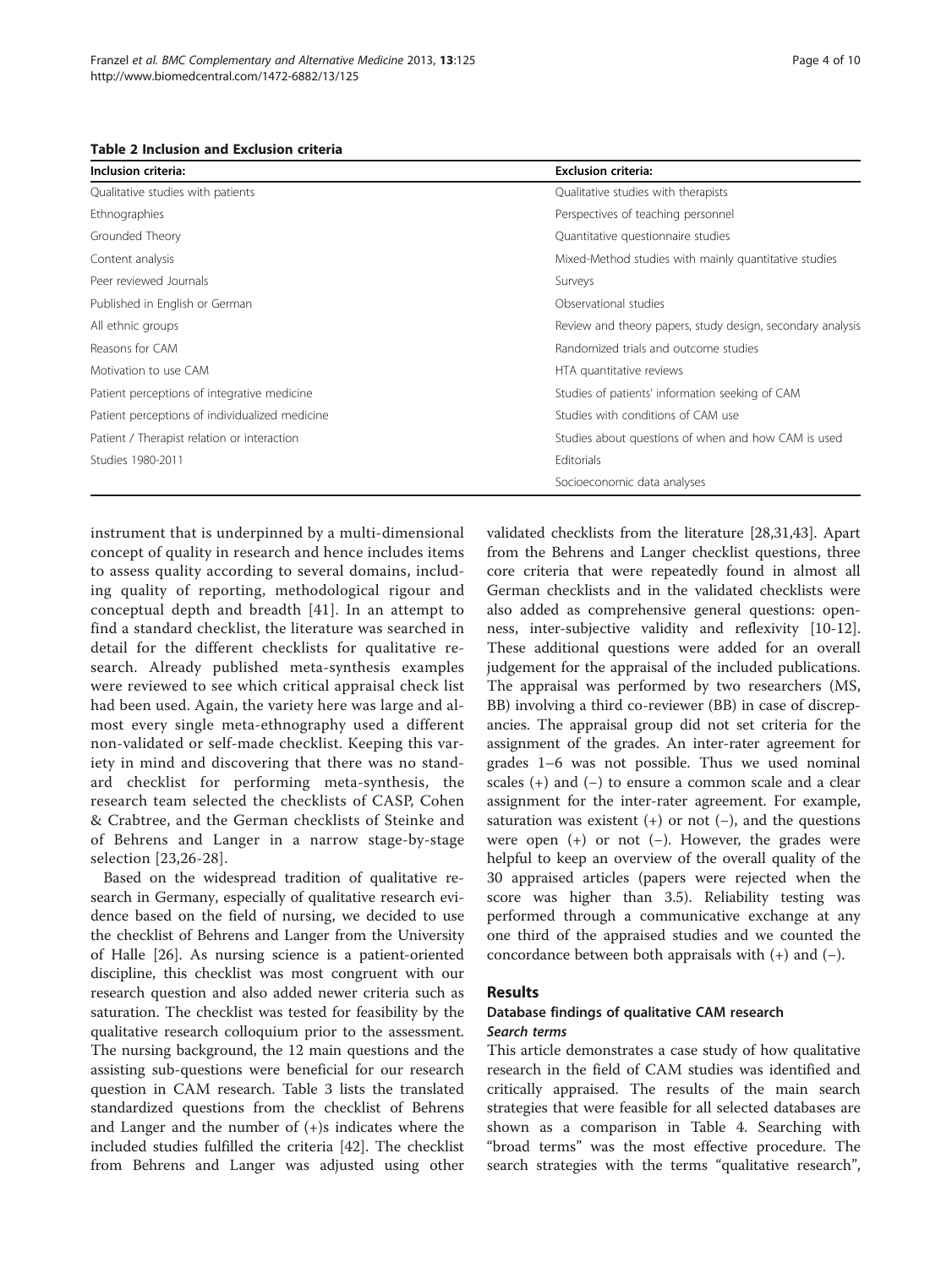**Table 2 Inclusion and Exclusion criteria**

| Inclusion criteria: | Exclusion criteria: |
| --- | --- |
| Qualitative studies with patients | Qualitative studies with therapists |
| Ethnographies | Perspectives of teaching personnel |
| Grounded Theory | Quantitative questionnaire studies |
| Content analysis | Mixed-Method studies with mainly quantitative studies |
| Peer reviewed Journals | Surveys |
| Published in English or German | Observational studies |
| All ethnic groups | Review and theory papers, study design, secondary analysis |
| Reasons for CAM | Randomized trials and outcome studies |
| Motivation to use CAM | HTA quantitative reviews |
| Patient perceptions of integrative medicine | Studies of patients' information seeking of CAM |
| Patient perceptions of individualized medicine | Studies with conditions of CAM use |
| Patient / Therapist relation or interaction | Studies about questions of when and how CAM is used |
| Studies 1980-2011 | Editorials |
| | Socioeconomic data analyses |

instrument that is underpinned by a multi-dimensional concept of quality in research and hence includes items to assess quality according to several domains, including quality of reporting, methodological rigour and conceptual depth and breadth [41]. In an attempt to find a standard checklist, the literature was searched in detail for the different checklists for qualitative research. Already published meta-synthesis examples were reviewed to see which critical appraisal check list had been used. Again, the variety here was large and almost every single meta-ethnography used a different non-validated or self-made checklist. Keeping this variety in mind and discovering that there was no standard checklist for performing meta-synthesis, the research team selected the checklists of CASP, Cohen & Crabtree, and the German checklists of Steinke and of Behrens and Langer in a narrow stage-by-stage selection [23,26-28].

Based on the widespread tradition of qualitative research in Germany, especially of qualitative research evidence based on the field of nursing, we decided to use the checklist of Behrens and Langer from the University of Halle [26]. As nursing science is a patient-oriented discipline, this checklist was most congruent with our research question and also added newer criteria such as saturation. The checklist was tested for feasibility by the qualitative research colloquium prior to the assessment. The nursing background, the 12 main questions and the assisting sub-questions were beneficial for our research question in CAM research. Table 3 lists the translated standardized questions from the checklist of Behrens and Langer and the number of (+)s indicates where the included studies fulfilled the criteria [42]. The checklist from Behrens and Langer was adjusted using other validated checklists from the literature [28,31,43]. Apart from the Behrens and Langer checklist questions, three core criteria that were repeatedly found in almost all German checklists and in the validated checklists were also added as comprehensive general questions: openness, inter-subjective validity and reflexivity [10-12]. These additional questions were added for an overall judgement for the appraisal of the included publications. The appraisal was performed by two researchers (MS, BB) involving a third co-reviewer (BB) in case of discrepancies. The appraisal group did not set criteria for the assignment of the grades. An inter-rater agreement for grades 1–6 was not possible. Thus we used nominal scales (+) and (−) to ensure a common scale and a clear assignment for the inter-rater agreement. For example, saturation was existent (+) or not (−), and the questions were open (+) or not (−). However, the grades were helpful to keep an overview of the overall quality of the 30 appraised articles (papers were rejected when the score was higher than 3.5). Reliability testing was performed through a communicative exchange at any one third of the appraised studies and we counted the concordance between both appraisals with (+) and (−).

## Results

### Database findings of qualitative CAM research

#### *Search terms*

This article demonstrates a case study of how qualitative research in the field of CAM studies was identified and critically appraised. The results of the main search strategies that were feasible for all selected databases are shown as a comparison in Table 4. Searching with "broad terms" was the most effective procedure. The search strategies with the terms "qualitative research",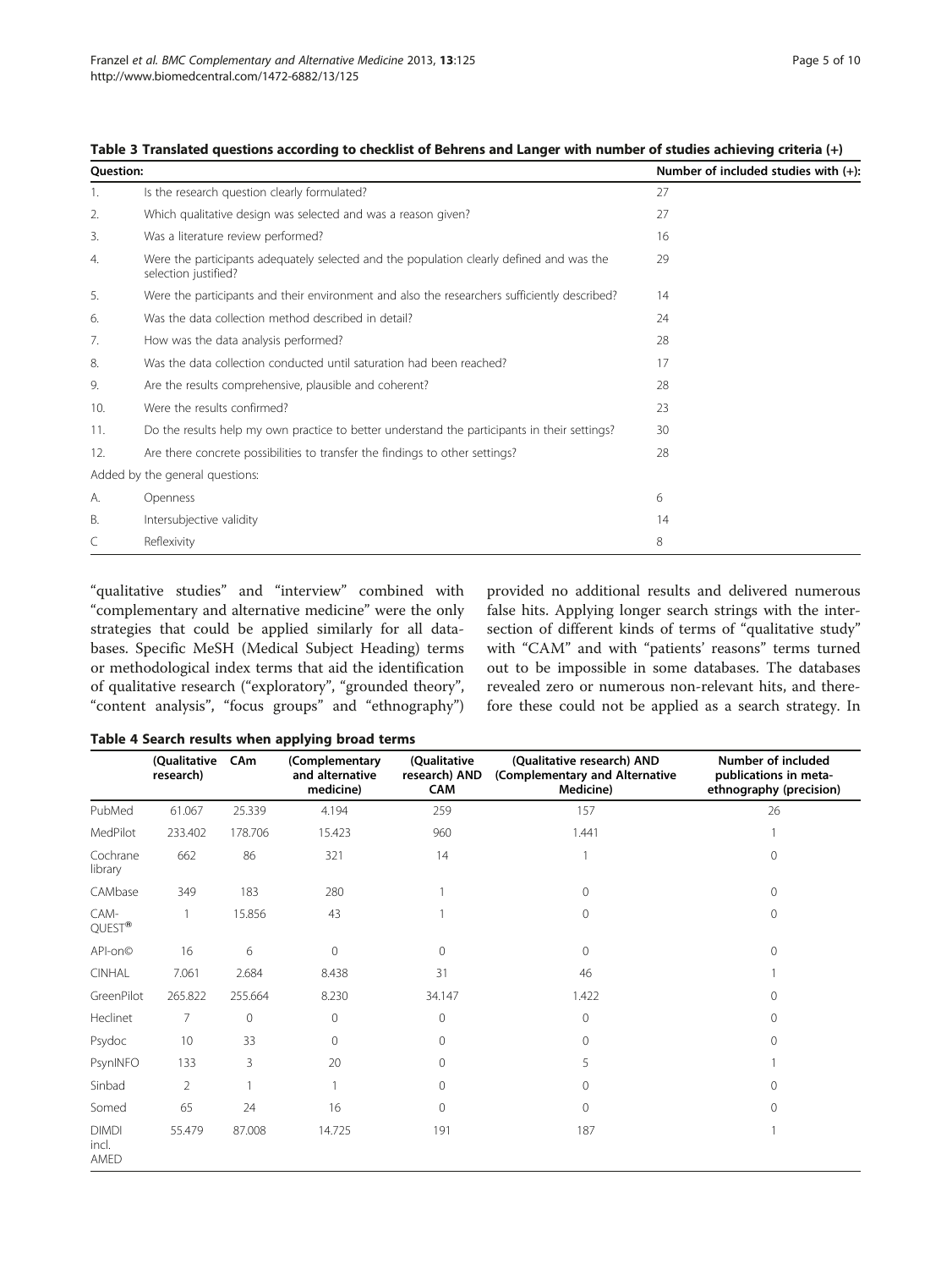**Table 3 Translated questions according to checklist of Behrens and Langer with number of studies achieving criteria (+)**

| Question: | | Number of included studies with (+): |
|---|---|---|
| 1. | Is the research question clearly formulated? | 27 |
| 2. | Which qualitative design was selected and was a reason given? | 27 |
| 3. | Was a literature review performed? | 16 |
| 4. | Were the participants adequately selected and the population clearly defined and was the selection justified? | 29 |
| 5. | Were the participants and their environment and also the researchers sufficiently described? | 14 |
| 6. | Was the data collection method described in detail? | 24 |
| 7. | How was the data analysis performed? | 28 |
| 8. | Was the data collection conducted until saturation had been reached? | 17 |
| 9. | Are the results comprehensive, plausible and coherent? | 28 |
| 10. | Were the results confirmed? | 23 |
| 11. | Do the results help my own practice to better understand the participants in their settings? | 30 |
| 12. | Are there concrete possibilities to transfer the findings to other settings? | 28 |
| Added by the general questions: | | |
| A. | Openness | 6 |
| B. | Intersubjective validity | 14 |
| C | Reflexivity | 8 |

"qualitative studies" and "interview" combined with "complementary and alternative medicine" were the only strategies that could be applied similarly for all databases. Specific MeSH (Medical Subject Heading) terms or methodological index terms that aid the identification of qualitative research ("exploratory", "grounded theory", "content analysis", "focus groups" and "ethnography") provided no additional results and delivered numerous false hits. Applying longer search strings with the intersection of different kinds of terms of "qualitative study" with "CAM" and with "patients' reasons" terms turned out to be impossible in some databases. The databases revealed zero or numerous non-relevant hits, and therefore these could not be applied as a search strategy. In

**Table 4 Search results when applying broad terms**

| | (Qualitative research) | CAm | (Complementary and alternative medicine) | (Qualitative research) AND CAM | (Qualitative research) AND (Complementary and Alternative Medicine) | Number of included publications in meta-ethnography (precision) |
|---|---|---|---|---|---|---|
| PubMed | 61.067 | 25.339 | 4.194 | 259 | 157 | 26 |
| MedPilot | 233.402 | 178.706 | 15.423 | 960 | 1.441 | 1 |
| Cochrane library | 662 | 86 | 321 | 14 | 1 | 0 |
| CAMbase | 349 | 183 | 280 | 1 | 0 | 0 |
| CAM-QUEST® | 1 | 15.856 | 43 | 1 | 0 | 0 |
| API-on© | 16 | 6 | 0 | 0 | 0 | 0 |
| CINHAL | 7.061 | 2.684 | 8.438 | 31 | 46 | 1 |
| GreenPilot | 265.822 | 255.664 | 8.230 | 34.147 | 1.422 | 0 |
| Heclinet | 7 | 0 | 0 | 0 | 0 | 0 |
| Psydoc | 10 | 33 | 0 | 0 | 0 | 0 |
| PsynINFO | 133 | 3 | 20 | 0 | 5 | 1 |
| Sinbad | 2 | 1 | 1 | 0 | 0 | 0 |
| Somed | 65 | 24 | 16 | 0 | 0 | 0 |
| DIMDI incl. AMED | 55.479 | 87.008 | 14.725 | 191 | 187 | 1 |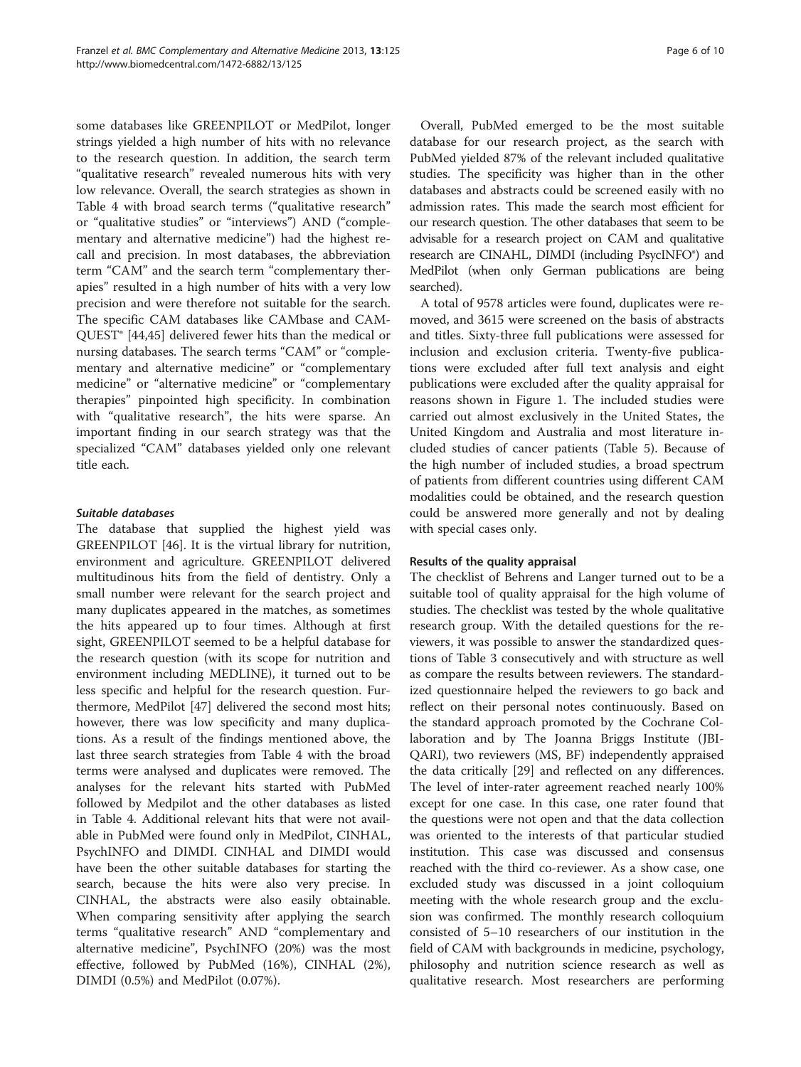some databases like GREENPILOT or MedPilot, longer strings yielded a high number of hits with no relevance to the research question. In addition, the search term "qualitative research" revealed numerous hits with very low relevance. Overall, the search strategies as shown in Table 4 with broad search terms ("qualitative research" or "qualitative studies" or "interviews") AND ("complementary and alternative medicine") had the highest recall and precision. In most databases, the abbreviation term "CAM" and the search term "complementary therapies" resulted in a high number of hits with a very low precision and were therefore not suitable for the search. The specific CAM databases like CAMbase and CAM-QUEST® [44,45] delivered fewer hits than the medical or nursing databases. The search terms "CAM" or "complementary and alternative medicine" or "complementary medicine" or "alternative medicine" or "complementary therapies" pinpointed high specificity. In combination with "qualitative research", the hits were sparse. An important finding in our search strategy was that the specialized "CAM" databases yielded only one relevant title each.

#### *Suitable databases*

The database that supplied the highest yield was GREENPILOT [46]. It is the virtual library for nutrition, environment and agriculture. GREENPILOT delivered multitudinous hits from the field of dentistry. Only a small number were relevant for the search project and many duplicates appeared in the matches, as sometimes the hits appeared up to four times. Although at first sight, GREENPILOT seemed to be a helpful database for the research question (with its scope for nutrition and environment including MEDLINE), it turned out to be less specific and helpful for the research question. Furthermore, MedPilot [47] delivered the second most hits; however, there was low specificity and many duplications. As a result of the findings mentioned above, the last three search strategies from Table 4 with the broad terms were analysed and duplicates were removed. The analyses for the relevant hits started with PubMed followed by Medpilot and the other databases as listed in Table 4. Additional relevant hits that were not available in PubMed were found only in MedPilot, CINHAL, PsychINFO and DIMDI. CINHAL and DIMDI would have been the other suitable databases for starting the search, because the hits were also very precise. In CINHAL, the abstracts were also easily obtainable. When comparing sensitivity after applying the search terms "qualitative research" AND "complementary and alternative medicine", PsychINFO (20%) was the most effective, followed by PubMed (16%), CINHAL (2%), DIMDI (0.5%) and MedPilot (0.07%).

Overall, PubMed emerged to be the most suitable database for our research project, as the search with PubMed yielded 87% of the relevant included qualitative studies. The specificity was higher than in the other databases and abstracts could be screened easily with no admission rates. This made the search most efficient for our research question. The other databases that seem to be advisable for a research project on CAM and qualitative research are CINAHL, DIMDI (including PsycINFO®) and MedPilot (when only German publications are being searched).

A total of 9578 articles were found, duplicates were removed, and 3615 were screened on the basis of abstracts and titles. Sixty-three full publications were assessed for inclusion and exclusion criteria. Twenty-five publications were excluded after full text analysis and eight publications were excluded after the quality appraisal for reasons shown in Figure 1. The included studies were carried out almost exclusively in the United States, the United Kingdom and Australia and most literature included studies of cancer patients (Table 5). Because of the high number of included studies, a broad spectrum of patients from different countries using different CAM modalities could be obtained, and the research question could be answered more generally and not by dealing with special cases only.

### Results of the quality appraisal

The checklist of Behrens and Langer turned out to be a suitable tool of quality appraisal for the high volume of studies. The checklist was tested by the whole qualitative research group. With the detailed questions for the reviewers, it was possible to answer the standardized questions of Table 3 consecutively and with structure as well as compare the results between reviewers. The standardized questionnaire helped the reviewers to go back and reflect on their personal notes continuously. Based on the standard approach promoted by the Cochrane Collaboration and by The Joanna Briggs Institute (JBI-QARI), two reviewers (MS, BF) independently appraised the data critically [29] and reflected on any differences. The level of inter-rater agreement reached nearly 100% except for one case. In this case, one rater found that the questions were not open and that the data collection was oriented to the interests of that particular studied institution. This case was discussed and consensus reached with the third co-reviewer. As a show case, one excluded study was discussed in a joint colloquium meeting with the whole research group and the exclusion was confirmed. The monthly research colloquium consisted of 5–10 researchers of our institution in the field of CAM with backgrounds in medicine, psychology, philosophy and nutrition science research as well as qualitative research. Most researchers are performing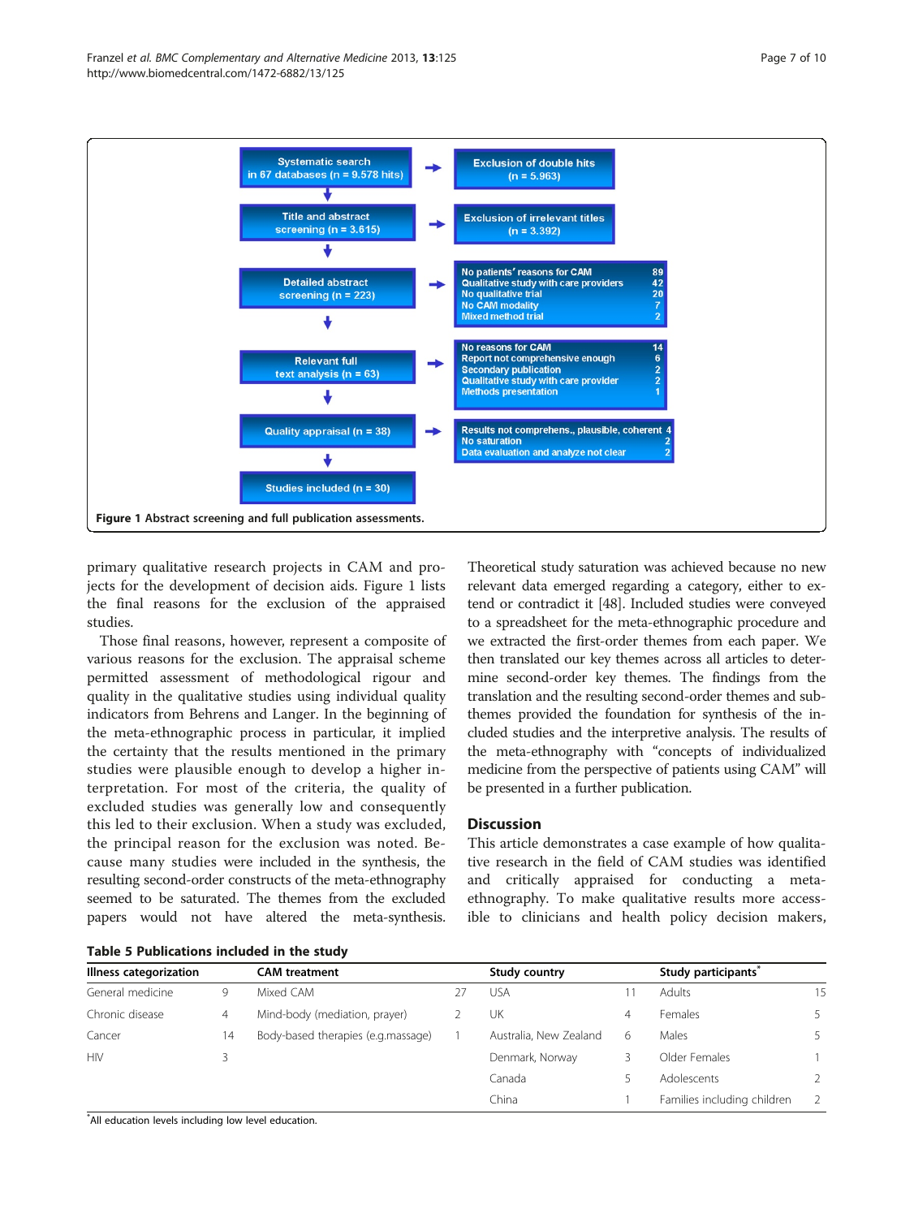Systematic search in 67 databases (n = 9.578 hits) → Exclusion of double hits (n = 5.963)

Title and abstract screening (n = 3.615) → Exclusion of irrelevant titles (n = 3.392)

Detailed abstract screening (n = 223) →
- No patients' reasons for CAM 89
- Qualitative study with care providers 42
- No qualitative trial 20
- No CAM modality 7
- Mixed method trial 2

Relevant full text analysis (n = 63) →
- No reasons for CAM 14
- Report not comprehensive enough 6
- Secondary publication 2
- Qualitative study with care provider 2
- Methods presentation 1

Quality appraisal (n = 38) →
- Results not comprehens., plausible, coherent 4
- No saturation 2
- Data evaluation and analyze not clear 2

Studies included (n = 30)

**Figure 1** Abstract screening and full publication assessments.

primary qualitative research projects in CAM and projects for the development of decision aids. Figure 1 lists the final reasons for the exclusion of the appraised studies.

Those final reasons, however, represent a composite of various reasons for the exclusion. The appraisal scheme permitted assessment of methodological rigour and quality in the qualitative studies using individual quality indicators from Behrens and Langer. In the beginning of the meta-ethnographic process in particular, it implied the certainty that the results mentioned in the primary studies were plausible enough to develop a higher interpretation. For most of the criteria, the quality of excluded studies was generally low and consequently this led to their exclusion. When a study was excluded, the principal reason for the exclusion was noted. Because many studies were included in the synthesis, the resulting second-order constructs of the meta-ethnography seemed to be saturated. The themes from the excluded papers would not have altered the meta-synthesis. Theoretical study saturation was achieved because no new relevant data emerged regarding a category, either to extend or contradict it [48]. Included studies were conveyed to a spreadsheet for the meta-ethnographic procedure and we extracted the first-order themes from each paper. We then translated our key themes across all articles to determine second-order key themes. The findings from the translation and the resulting second-order themes and subthemes provided the foundation for synthesis of the included studies and the interpretive analysis. The results of the meta-ethnography with "concepts of individualized medicine from the perspective of patients using CAM" will be presented in a further publication.

## Discussion

This article demonstrates a case example of how qualitative research in the field of CAM studies was identified and critically appraised for conducting a meta-ethnography. To make qualitative results more accessible to clinicians and health policy decision makers,

**Table 5 Publications included in the study**

| Illness categorization | | CAM treatment | | Study country | | Study participants[*] | |
|---|---|---|---|---|---|---|---|
| General medicine | 9 | Mixed CAM | 27 | USA | 11 | Adults | 15 |
| Chronic disease | 4 | Mind-body (mediation, prayer) | 2 | UK | 4 | Females | 5 |
| Cancer | 14 | Body-based therapies (e.g.massage) | 1 | Australia, New Zealand | 6 | Males | 5 |
| HIV | 3 | | | Denmark, Norway | 3 | Older Females | 1 |
| | | | | Canada | 5 | Adolescents | 2 |
| | | | | China | 1 | Families including children | 2 |

[*]All education levels including low level education.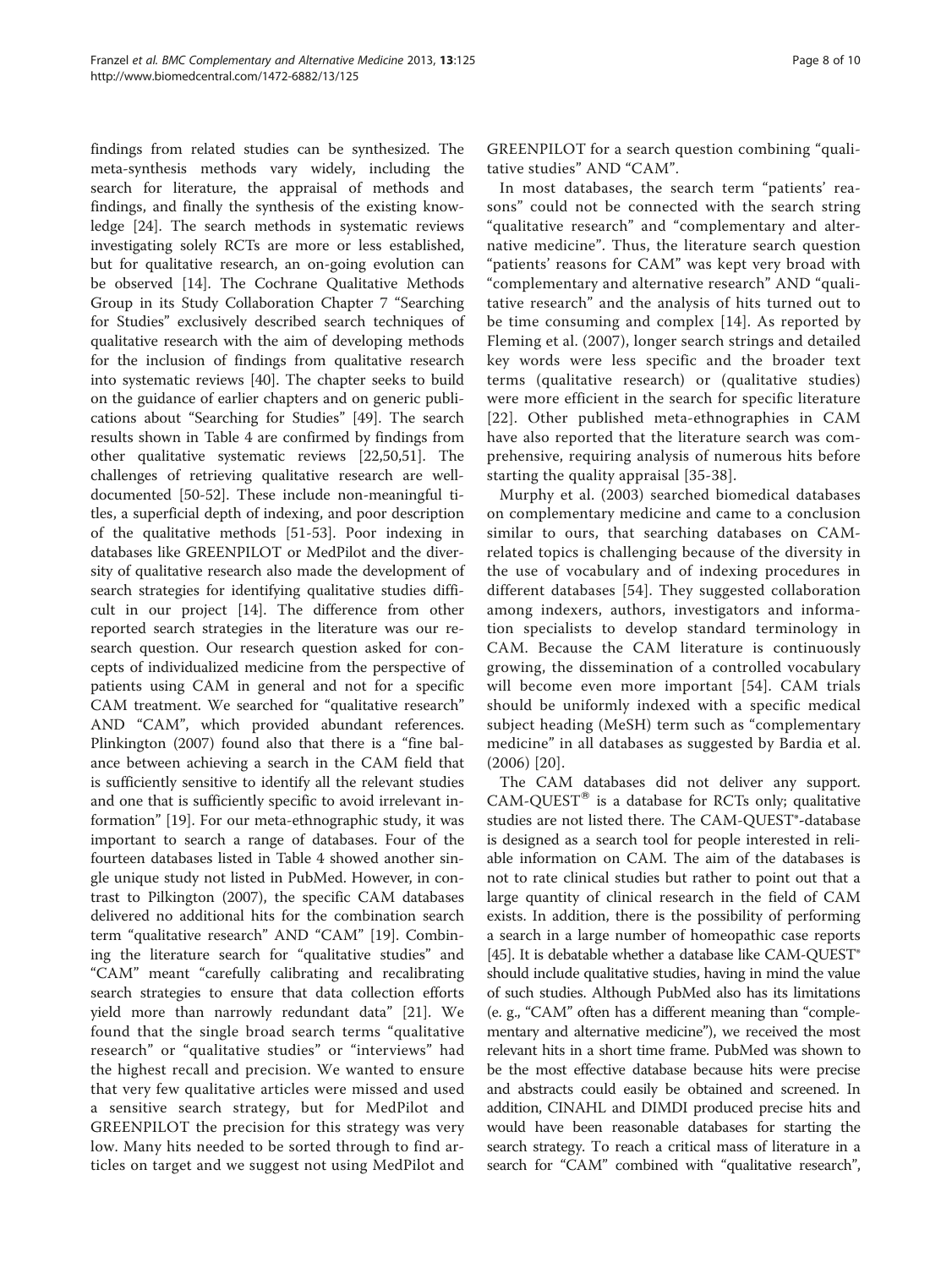findings from related studies can be synthesized. The meta-synthesis methods vary widely, including the search for literature, the appraisal of methods and findings, and finally the synthesis of the existing knowledge [24]. The search methods in systematic reviews investigating solely RCTs are more or less established, but for qualitative research, an on-going evolution can be observed [14]. The Cochrane Qualitative Methods Group in its Study Collaboration Chapter 7 "Searching for Studies" exclusively described search techniques of qualitative research with the aim of developing methods for the inclusion of findings from qualitative research into systematic reviews [40]. The chapter seeks to build on the guidance of earlier chapters and on generic publications about "Searching for Studies" [49]. The search results shown in Table 4 are confirmed by findings from other qualitative systematic reviews [22,50,51]. The challenges of retrieving qualitative research are well-documented [50-52]. These include non-meaningful titles, a superficial depth of indexing, and poor description of the qualitative methods [51-53]. Poor indexing in databases like GREENPILOT or MedPilot and the diversity of qualitative research also made the development of search strategies for identifying qualitative studies difficult in our project [14]. The difference from other reported search strategies in the literature was our research question. Our research question asked for concepts of individualized medicine from the perspective of patients using CAM in general and not for a specific CAM treatment. We searched for "qualitative research" AND "CAM", which provided abundant references. Plinkington (2007) found also that there is a "fine balance between achieving a search in the CAM field that is sufficiently sensitive to identify all the relevant studies and one that is sufficiently specific to avoid irrelevant information" [19]. For our meta-ethnographic study, it was important to search a range of databases. Four of the fourteen databases listed in Table 4 showed another single unique study not listed in PubMed. However, in contrast to Pilkington (2007), the specific CAM databases delivered no additional hits for the combination search term "qualitative research" AND "CAM" [19]. Combining the literature search for "qualitative studies" and "CAM" meant "carefully calibrating and recalibrating search strategies to ensure that data collection efforts yield more than narrowly redundant data" [21]. We found that the single broad search terms "qualitative research" or "qualitative studies" or "interviews" had the highest recall and precision. We wanted to ensure that very few qualitative articles were missed and used a sensitive search strategy, but for MedPilot and GREENPILOT the precision for this strategy was very low. Many hits needed to be sorted through to find articles on target and we suggest not using MedPilot and GREENPILOT for a search question combining "qualitative studies" AND "CAM".

In most databases, the search term "patients' reasons" could not be connected with the search string "qualitative research" and "complementary and alternative medicine". Thus, the literature search question "patients' reasons for CAM" was kept very broad with "complementary and alternative research" AND "qualitative research" and the analysis of hits turned out to be time consuming and complex [14]. As reported by Fleming et al. (2007), longer search strings and detailed key words were less specific and the broader text terms (qualitative research) or (qualitative studies) were more efficient in the search for specific literature [22]. Other published meta-ethnographies in CAM have also reported that the literature search was comprehensive, requiring analysis of numerous hits before starting the quality appraisal [35-38].

Murphy et al. (2003) searched biomedical databases on complementary medicine and came to a conclusion similar to ours, that searching databases on CAM-related topics is challenging because of the diversity in the use of vocabulary and of indexing procedures in different databases [54]. They suggested collaboration among indexers, authors, investigators and information specialists to develop standard terminology in CAM. Because the CAM literature is continuously growing, the dissemination of a controlled vocabulary will become even more important [54]. CAM trials should be uniformly indexed with a specific medical subject heading (MeSH) term such as "complementary medicine" in all databases as suggested by Bardia et al. (2006) [20].

The CAM databases did not deliver any support. CAM-QUEST® is a database for RCTs only; qualitative studies are not listed there. The CAM-QUEST®-database is designed as a search tool for people interested in reliable information on CAM. The aim of the databases is not to rate clinical studies but rather to point out that a large quantity of clinical research in the field of CAM exists. In addition, there is the possibility of performing a search in a large number of homeopathic case reports [45]. It is debatable whether a database like CAM-QUEST® should include qualitative studies, having in mind the value of such studies. Although PubMed also has its limitations (e. g., "CAM" often has a different meaning than "complementary and alternative medicine"), we received the most relevant hits in a short time frame. PubMed was shown to be the most effective database because hits were precise and abstracts could easily be obtained and screened. In addition, CINAHL and DIMDI produced precise hits and would have been reasonable databases for starting the search strategy. To reach a critical mass of literature in a search for "CAM" combined with "qualitative research",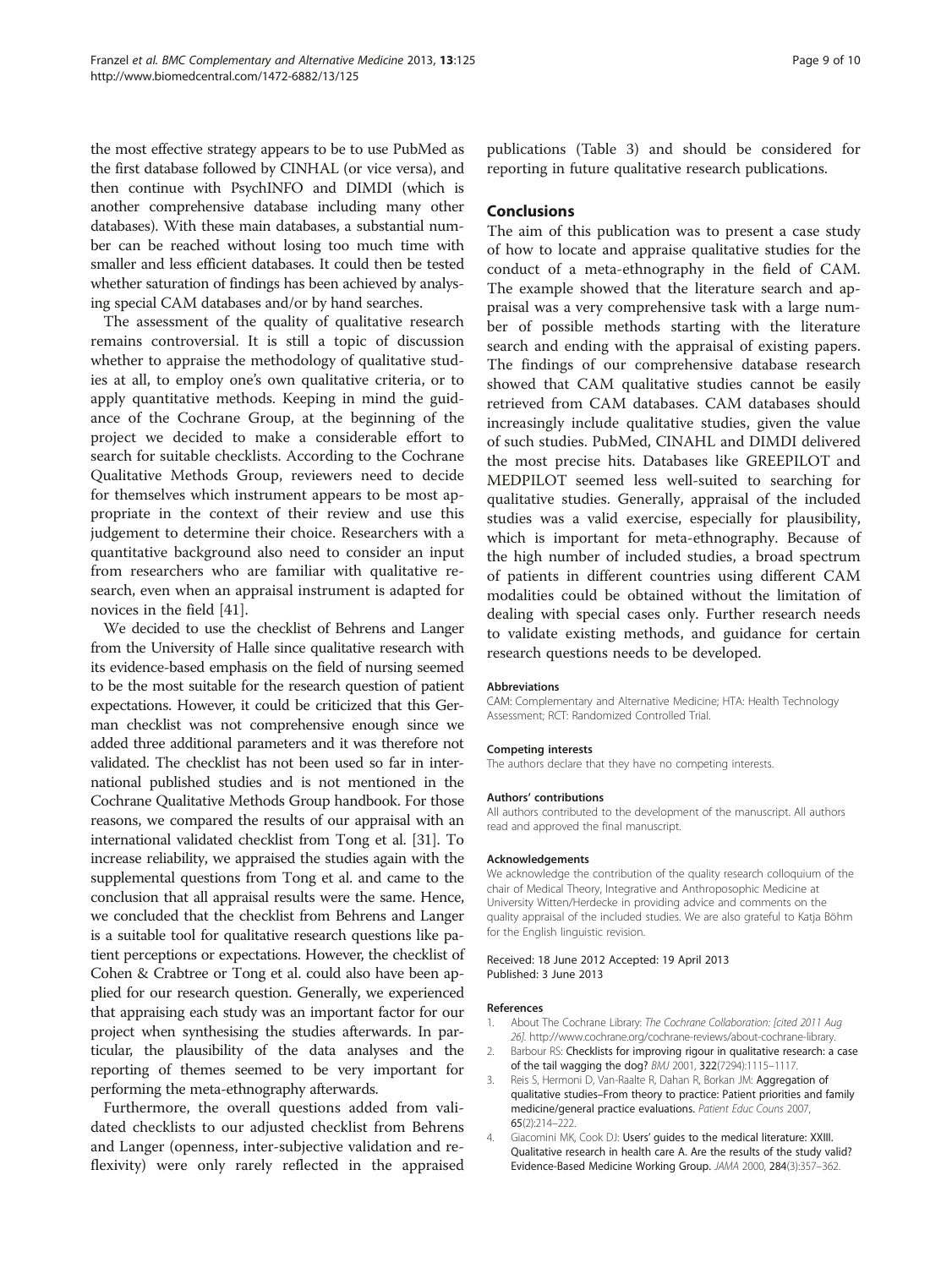the most effective strategy appears to be to use PubMed as the first database followed by CINHAL (or vice versa), and then continue with PsychINFO and DIMDI (which is another comprehensive database including many other databases). With these main databases, a substantial number can be reached without losing too much time with smaller and less efficient databases. It could then be tested whether saturation of findings has been achieved by analysing special CAM databases and/or by hand searches.

The assessment of the quality of qualitative research remains controversial. It is still a topic of discussion whether to appraise the methodology of qualitative studies at all, to employ one's own qualitative criteria, or to apply quantitative methods. Keeping in mind the guidance of the Cochrane Group, at the beginning of the project we decided to make a considerable effort to search for suitable checklists. According to the Cochrane Qualitative Methods Group, reviewers need to decide for themselves which instrument appears to be most appropriate in the context of their review and use this judgement to determine their choice. Researchers with a quantitative background also need to consider an input from researchers who are familiar with qualitative research, even when an appraisal instrument is adapted for novices in the field [41].

We decided to use the checklist of Behrens and Langer from the University of Halle since qualitative research with its evidence-based emphasis on the field of nursing seemed to be the most suitable for the research question of patient expectations. However, it could be criticized that this German checklist was not comprehensive enough since we added three additional parameters and it was therefore not validated. The checklist has not been used so far in international published studies and is not mentioned in the Cochrane Qualitative Methods Group handbook. For those reasons, we compared the results of our appraisal with an international validated checklist from Tong et al. [31]. To increase reliability, we appraised the studies again with the supplemental questions from Tong et al. and came to the conclusion that all appraisal results were the same. Hence, we concluded that the checklist from Behrens and Langer is a suitable tool for qualitative research questions like patient perceptions or expectations. However, the checklist of Cohen & Crabtree or Tong et al. could also have been applied for our research question. Generally, we experienced that appraising each study was an important factor for our project when synthesising the studies afterwards. In particular, the plausibility of the data analyses and the reporting of themes seemed to be very important for performing the meta-ethnography afterwards.

Furthermore, the overall questions added from validated checklists to our adjusted checklist from Behrens and Langer (openness, inter-subjective validation and reflexivity) were only rarely reflected in the appraised publications (Table 3) and should be considered for reporting in future qualitative research publications.

## Conclusions

The aim of this publication was to present a case study of how to locate and appraise qualitative studies for the conduct of a meta-ethnography in the field of CAM. The example showed that the literature search and appraisal was a very comprehensive task with a large number of possible methods starting with the literature search and ending with the appraisal of existing papers. The findings of our comprehensive database research showed that CAM qualitative studies cannot be easily retrieved from CAM databases. CAM databases should increasingly include qualitative studies, given the value of such studies. PubMed, CINAHL and DIMDI delivered the most precise hits. Databases like GREEPILOT and MEDPILOT seemed less well-suited to searching for qualitative studies. Generally, appraisal of the included studies was a valid exercise, especially for plausibility, which is important for meta-ethnography. Because of the high number of included studies, a broad spectrum of patients in different countries using different CAM modalities could be obtained without the limitation of dealing with special cases only. Further research needs to validate existing methods, and guidance for certain research questions needs to be developed.

#### Abbreviations

CAM: Complementary and Alternative Medicine; HTA: Health Technology Assessment; RCT: Randomized Controlled Trial.

#### Competing interests

The authors declare that they have no competing interests.

#### Authors' contributions

All authors contributed to the development of the manuscript. All authors read and approved the final manuscript.

#### Acknowledgements

We acknowledge the contribution of the quality research colloquium of the chair of Medical Theory, Integrative and Anthroposophic Medicine at University Witten/Herdecke in providing advice and comments on the quality appraisal of the included studies. We are also grateful to Katja Böhm for the English linguistic revision.

Received: 18 June 2012 Accepted: 19 April 2013
Published: 3 June 2013

#### References

1. About The Cochrane Library: *The Cochrane Collaboration: [cited 2011 Aug 26].* http://www.cochrane.org/cochrane-reviews/about-cochrane-library.
2. Barbour RS: **Checklists for improving rigour in qualitative research: a case of the tail wagging the dog?** *BMJ* 2001, **322**(7294):1115–1117.
3. Reis S, Hermoni D, Van-Raalte R, Dahan R, Borkan JM: **Aggregation of qualitative studies–From theory to practice: Patient priorities and family medicine/general practice evaluations.** *Patient Educ Couns* 2007, **65**(2):214–222.
4. Giacomini MK, Cook DJ: **Users' guides to the medical literature: XXIII. Qualitative research in health care A. Are the results of the study valid? Evidence-Based Medicine Working Group.** *JAMA* 2000, **284**(3):357–362.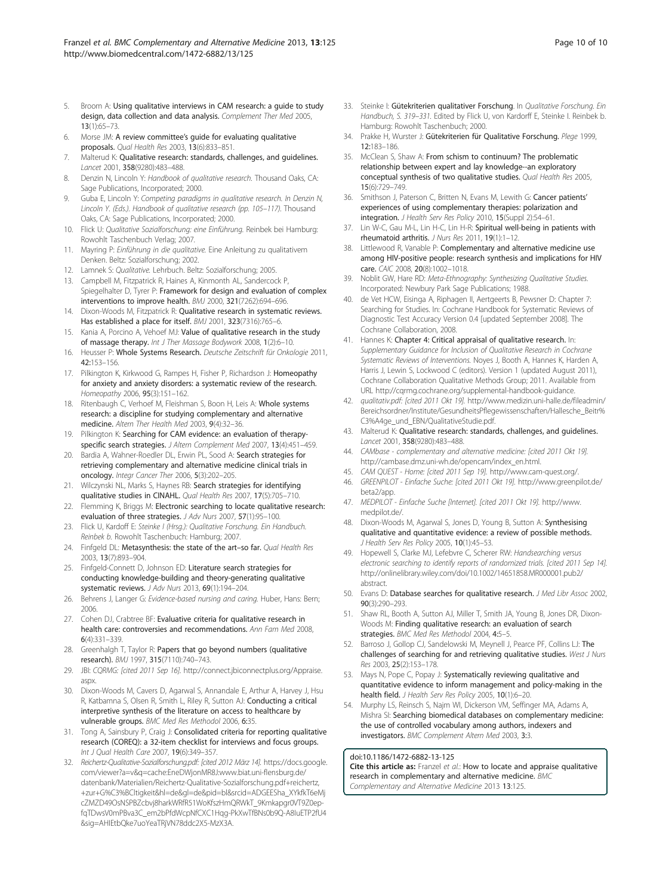5. Broom A: **Using qualitative interviews in CAM research: a guide to study design, data collection and data analysis.** *Complement Ther Med* 2005, **13**(1):65–73.
6. Morse JM: **A review committee's guide for evaluating qualitative proposals.** *Qual Health Res* 2003, **13**(6):833–851.
7. Malterud K: **Qualitative research: standards, challenges, and guidelines.** *Lancet* 2001, **358**(9280):483–488.
8. Denzin N, Lincoln Y: *Handbook of qualitative research.* Thousand Oaks, CA: Sage Publications, Incorporated; 2000.
9. Guba E, Lincoln Y: *Competing paradigms in qualitative research. In Denzin N, Lincoln Y. (Eds.). Handbook of qualitative research (pp. 105–117).* Thousand Oaks, CA: Sage Publications, Incorporated; 2000.
10. Flick U: *Qualitative Sozialforschung: eine Einführung.* Reinbek bei Hamburg: Rowohlt Taschenbuch Verlag; 2007.
11. Mayring P: *Einführung in die qualitative.* Eine Anleitung zu qualitativem Denken. Beltz: Sozialforschung; 2002.
12. Lamnek S: *Qualitative.* Lehrbuch. Beltz: Sozialforschung; 2005.
13. Campbell M, Fitzpatrick R, Haines A, Kinmonth AL, Sandercock P, Spiegelhalter D, Tyrer P: **Framework for design and evaluation of complex interventions to improve health.** *BMJ* 2000, **321**(7262):694–696.
14. Dixon-Woods M, Fitzpatrick R: **Qualitative research in systematic reviews. Has established a place for itself.** *BMJ* 2001, **323**(7316):765–6.
15. Kania A, Porcino A, Vehoef MJ: **Value of qualitative research in the study of massage therapy.** *Int J Ther Massage Bodywork* 2008, **1**(2):6–10.
16. Heusser P: **Whole Systems Research.** *Deutsche Zeitschrift für Onkologie* 2011, **42**:153–156.
17. Pilkington K, Kirkwood G, Rampes H, Fisher P, Richardson J: **Homeopathy for anxiety and anxiety disorders: a systematic review of the research.** *Homeopathy* 2006, **95**(3):151–162.
18. Ritenbaugh C, Verhoef M, Fleishman S, Boon H, Leis A: **Whole systems research: a discipline for studying complementary and alternative medicine.** *Altern Ther Health Med* 2003, **9**(4):32–36.
19. Pilkington K: **Searching for CAM evidence: an evaluation of therapy-specific search strategies.** *J Altern Complement Med* 2007, **13**(4):451–459.
20. Bardia A, Wahner-Roedler DL, Erwin PL, Sood A: **Search strategies for retrieving complementary and alternative medicine clinical trials in oncology.** *Integr Cancer Ther* 2006, **5**(3):202–205.
21. Wilczynski NL, Marks S, Haynes RB: **Search strategies for identifying qualitative studies in CINAHL.** *Qual Health Res* 2007, **17**(5):705–710.
22. Flemming K, Briggs M: **Electronic searching to locate qualitative research: evaluation of three strategies.** *J Adv Nurs* 2007, **57**(1):95–100.
23. Flick U, Kardoff E: *Steinke I (Hrsg.): Qualitative Forschung. Ein Handbuch. Reinbek b.* Rowohlt Taschenbuch: Hamburg; 2007.
24. Finfgeld DL: **Metasynthesis: the state of the art–so far.** *Qual Health Res* 2003, **13**(7):893–904.
25. Finfgeld-Connett D, Johnson ED: **Literature search strategies for conducting knowledge-building and theory-generating qualitative systematic reviews.** *J Adv Nurs* 2013, **69**(1):194–204.
26. Behrens J, Langer G: *Evidence-based nursing and caring.* Huber, Hans: Bern; 2006.
27. Cohen DJ, Crabtree BF: **Evaluative criteria for qualitative research in health care: controversies and recommendations.** *Ann Fam Med* 2008, **6**(4):331–339.
28. Greenhalgh T, Taylor R: **Papers that go beyond numbers (qualitative research).** *BMJ* 1997, **315**(7110):740–743.
29. JBI: *CQRMG: [cited 2011 Sep 16].* http://connect.jbiconnectplus.org/Appraise.aspx.
30. Dixon-Woods M, Cavers D, Agarwal S, Annandale E, Arthur A, Harvey J, Hsu R, Katbamna S, Olsen R, Smith L, Riley R, Sutton AJ: **Conducting a critical interpretive synthesis of the literature on access to healthcare by vulnerable groups.** *BMC Med Res Methodol* 2006, **6**:35.
31. Tong A, Sainsbury P, Craig J: **Consolidated criteria for reporting qualitative research (COREQ): a 32-item checklist for interviews and focus groups.** *Int J Qual Health Care* 2007, **19**(6):349–357.
32. *Reichertz-Qualitative-Sozialforschung.pdf: [cited 2012 März 14].* https://docs.google.com/viewer?a=v&q=cache:EneDWjonMR8J:www.biat.uni-flensburg.de/datenbank/Materialien/Reichertz-Qualitative-Sozialforschung.pdf+reichertz,+zur+G%C3%BCltigkeit&hl=de&gl=de&pid=bl&srcid=ADGEESha_XYkfkT6eMjcZMZD49OsNSPBZcbvj8harkWRfR51WoKfszHmQRWkT_9Kmkapgr0VT9Z0ep-fqTDwsV0mPBva3C_em2bPfdWcpNfCXC1Hqg-PkXwTfBNs0b9Q-A8IuETP2fU4&sig=AHIEtbQke7uoYeaTRjVN78ddc2X5-MzX3A.
33. Steinke I: **Gütekriterien qualitativer Forschung**. In *Qualitative Forschung. Ein Handbuch, S. 319–331.* Edited by Flick U, von Kardorff E, Steinke I. Reinbek b. Hamburg: Rowohlt Taschenbuch; 2000.
34. Prakke H, Wurster J: **Gütekriterien für Qualitative Forschung.** *Plege* 1999, **12**:183–186.
35. McClean S, Shaw A: **From schism to continuum? The problematic relationship between expert and lay knowledge--an exploratory conceptual synthesis of two qualitative studies.** *Qual Health Res* 2005, **15**(6):729–749.
36. Smithson J, Paterson C, Britten N, Evans M, Lewith G: **Cancer patients' experiences of using complementary therapies: polarization and integration.** *J Health Serv Res Policy* 2010, **15**(Suppl 2):54–61.
37. Lin W-C, Gau M-L, Lin H-C, Lin H-R: **Spiritual well-being in patients with rheumatoid arthritis.** *J Nurs Res* 2011, **19**(1):1–12.
38. Littlewood R, Vanable P: **Complementary and alternative medicine use among HIV-positive people: research synthesis and implications for HIV care.** *CAIC* 2008, **20**(8):1002–1018.
39. Noblit GW, Hare RD: *Meta-Ethnography: Synthesizing Qualitative Studies.* Incorporated: Newbury Park Sage Publications; 1988.
40. de Vet HCW, Eisinga A, Riphagen II, Aertgeerts B, Pewsner D: Chapter 7: Searching for Studies. In: Cochrane Handbook for Systematic Reviews of Diagnostic Test Accuracy Version 0.4 [updated September 2008]. The Cochrane Collaboration, 2008.
41. Hannes K: **Chapter 4: Critical appraisal of qualitative research.** In: *Supplementary Guidance for Inclusion of Qualitative Research in Cochrane Systematic Reviews of Interventions.* Noyes J, Booth A, Hannes K, Harden A, Harris J, Lewin S, Lockwood C (editors). Version 1 (updated August 2011), Cochrane Collaboration Qualitative Methods Group; 2011. Available from URL http://cqrmg.cochrane.org/supplemental-handbook-guidance.
42. *qualitativ.pdf: [cited 2011 Okt 19].* http://www.medizin.uni-halle.de/fileadmin/Bereichsordner/Institute/GesundheitsPflegewissenschaften/Hallesche_Beitr%C3%A4ge_und_EBN/QualitativeStudie.pdf.
43. Malterud K: **Qualitative research: standards, challenges, and guidelines.** *Lancet* 2001, **358**(9280):483–488.
44. *CAMbase - complementary and alternative medicine: [cited 2011 Okt 19].* http://cambase.dmz.uni-wh.de/opencam/index_en.html.
45. *CAM QUEST - Home: [cited 2011 Sep 19].* http://www.cam-quest.org/.
46. *GREENPILOT - Einfache Suche: [cited 2011 Okt 19].* http://www.greenpilot.de/beta2/app.
47. *MEDPILOT - Einfache Suche [Internet]. [cited 2011 Okt 19].* http://www.medpilot.de/.
48. Dixon-Woods M, Agarwal S, Jones D, Young B, Sutton A: **Synthesising qualitative and quantitative evidence: a review of possible methods.** *J Health Serv Res Policy* 2005, **10**(1):45–53.
49. Hopewell S, Clarke MJ, Lefebvre C, Scherer RW: *Handsearching versus electronic searching to identify reports of randomized trials. [cited 2011 Sep 14].* http://onlinelibrary.wiley.com/doi/10.1002/14651858.MR000001.pub2/abstract.
50. Evans D: **Database searches for qualitative research.** *J Med Libr Assoc* 2002, **90**(3):290–293.
51. Shaw RL, Booth A, Sutton AJ, Miller T, Smith JA, Young B, Jones DR, Dixon-Woods M: **Finding qualitative research: an evaluation of search strategies.** *BMC Med Res Methodol* 2004, **4**:5–5.
52. Barroso J, Gollop CJ, Sandelowski M, Meynell J, Pearce PF, Collins LJ: **The challenges of searching for and retrieving qualitative studies.** *West J Nurs Res* 2003, **25**(2):153–178.
53. Mays N, Pope C, Popay J: **Systematically reviewing qualitative and quantitative evidence to inform management and policy-making in the health field.** *J Health Serv Res Policy* 2005, **10**(1):6–20.
54. Murphy LS, Reinsch S, Najm WI, Dickerson VM, Seffinger MA, Adams A, Mishra SI: **Searching biomedical databases on complementary medicine: the use of controlled vocabulary among authors, indexers and investigators.** *BMC Complement Altern Med* 2003, **3**:3.

doi:10.1186/1472-6882-13-125

**Cite this article as:** Franzel *et al.*: How to locate and appraise qualitative research in complementary and alternative medicine. *BMC Complementary and Alternative Medicine* 2013 **13**:125.